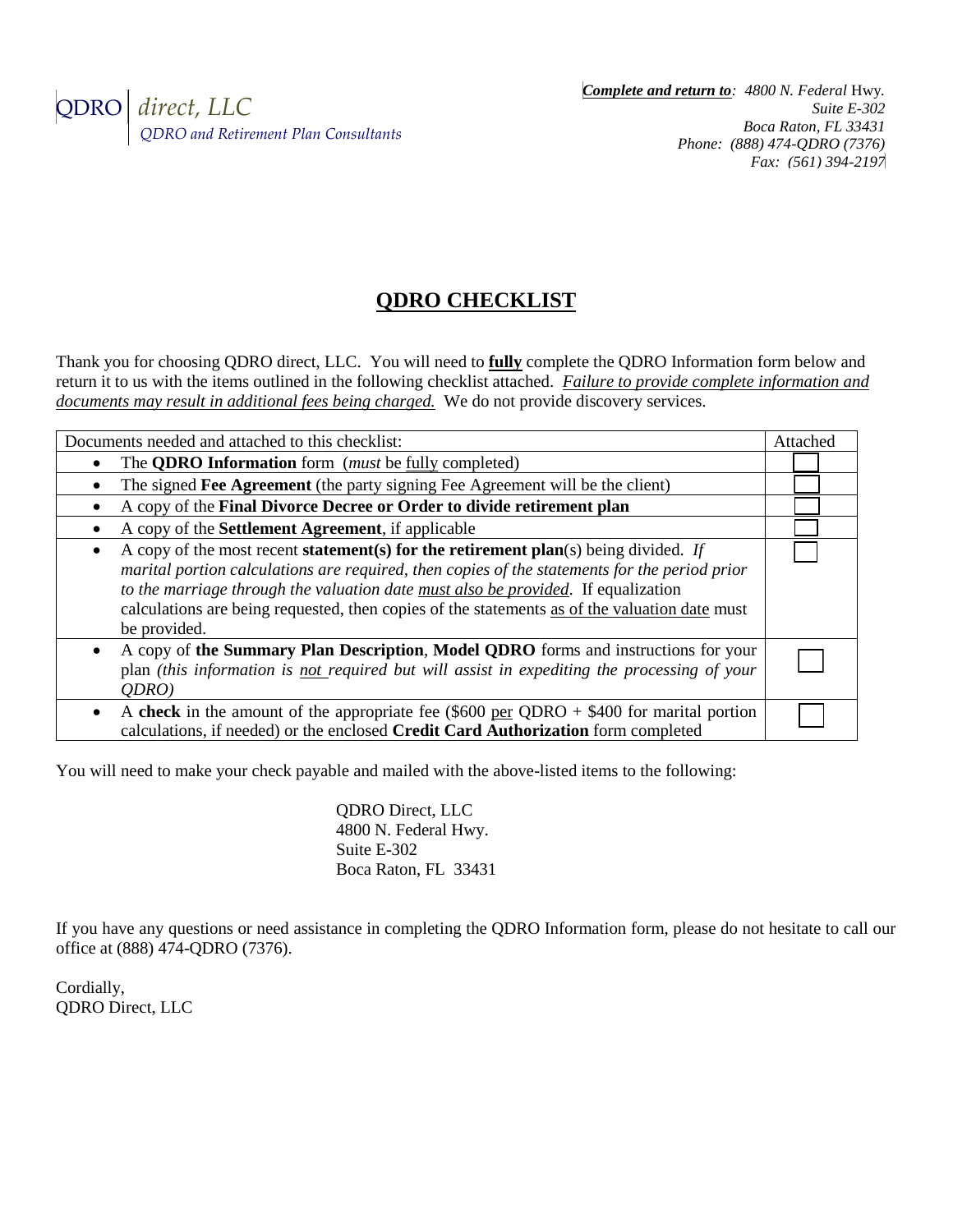QDRO | *direct, LLC*
*QDRO and Retirement Plan Consultants*

***Complete and return to**: 4800 N. Federal* Hwy.
*Suite E-302*
*Boca Raton, FL 33431*
*Phone: (888) 474-QDRO (7376)*
*Fax: (561) 394-2197*

# QDRO CHECKLIST

Thank you for choosing QDRO direct, LLC. You will need to **fully** complete the QDRO Information form below and return it to us with the items outlined in the following checklist attached. *Failure to provide complete information and documents may result in additional fees being charged.* We do not provide discovery services.

| Documents needed and attached to this checklist: | Attached |
|---|---|
| • The **QDRO Information** form (*must* be fully completed) | ☐ |
| • The signed **Fee Agreement** (the party signing Fee Agreement will be the client) | ☐ |
| • A copy of the **Final Divorce Decree or Order to divide retirement plan** | ☐ |
| • A copy of the **Settlement Agreement**, if applicable | ☐ |
| • A copy of the most recent **statement(s) for the retirement plan**(s) being divided. *If marital portion calculations are required, then copies of the statements for the period prior to the marriage through the valuation date must also be provided.* If equalization calculations are being requested, then copies of the statements as of the valuation date must be provided. | ☐ |
| • A copy of **the Summary Plan Description**, **Model QDRO** forms and instructions for your plan *(this information is not required but will assist in expediting the processing of your QDRO)* | ☐ |
| • A **check** in the amount of the appropriate fee ($600 per QDRO + $400 for marital portion calculations, if needed) or the enclosed **Credit Card Authorization** form completed | ☐ |

You will need to make your check payable and mailed with the above-listed items to the following:

QDRO Direct, LLC
4800 N. Federal Hwy.
Suite E-302
Boca Raton, FL 33431

If you have any questions or need assistance in completing the QDRO Information form, please do not hesitate to call our office at (888) 474-QDRO (7376).

Cordially,
QDRO Direct, LLC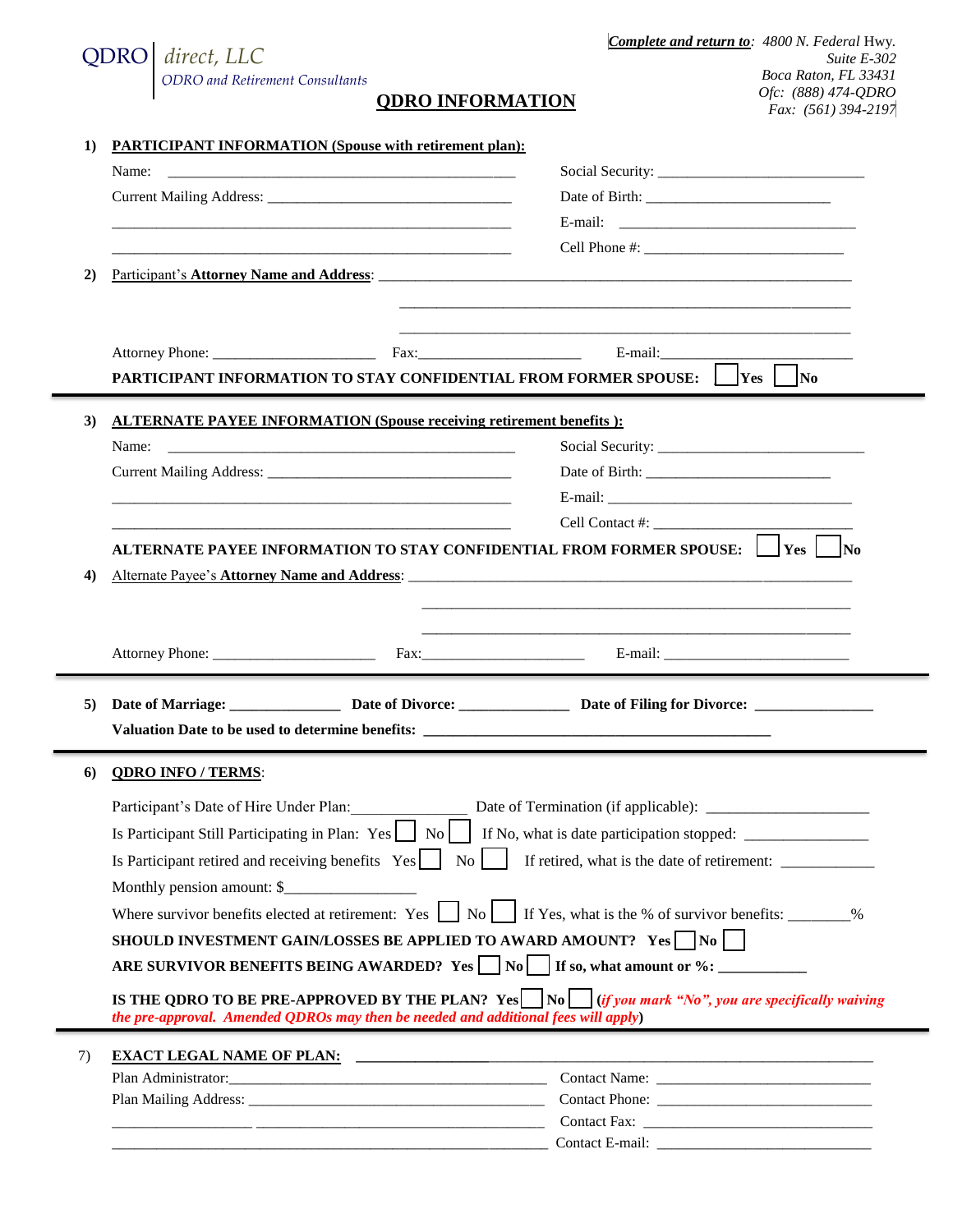QDRO | *direct, LLC*
*QDRO and Retirement Consultants*

***Complete and return to****:* *4800 N. Federal* Hwy.
*Suite E-302*
*Boca Raton, FL 33431*
*Ofc: (888) 474-QDRO*
*Fax: (561) 394-2197*

# QDRO INFORMATION

**1) PARTICIPANT INFORMATION (Spouse with retirement plan):**

Name: ______________________________ Social Security: ______________________________

Current Mailing Address: ______________________________ Date of Birth: ______________________________

______________________________ E-mail: ______________________________

______________________________ Cell Phone #: ______________________________

**2)** Participant's **Attorney Name and Address**: ______________________________

______________________________

______________________________

Attorney Phone: ______________________ Fax: ______________________ E-mail: ______________________

**PARTICIPANT INFORMATION TO STAY CONFIDENTIAL FROM FORMER SPOUSE:** ☐ **Yes** ☐ **No**

---

**3) ALTERNATE PAYEE INFORMATION (Spouse receiving retirement benefits ):**

Name: ______________________________ Social Security: ______________________________

Current Mailing Address: ______________________________ Date of Birth: ______________________________

______________________________ E-mail: ______________________________

______________________________ Cell Contact #: ______________________________

**ALTERNATE PAYEE INFORMATION TO STAY CONFIDENTIAL FROM FORMER SPOUSE:** ☐ **Yes** ☐ **No**

**4)** Alternate Payee's **Attorney Name and Address**: ______________________________

______________________________

______________________________

Attorney Phone: ______________________ Fax: ______________________ E-mail: ______________________

---

**5) Date of Marriage:** ______________ **Date of Divorce:** ______________ **Date of Filing for Divorce:** ______________

**Valuation Date to be used to determine benefits:** ______________________________

---

**6) QDRO INFO / TERMS**:

Participant's Date of Hire Under Plan: ______________ Date of Termination (if applicable): ______________

Is Participant Still Participating in Plan: Yes ☐ No ☐ If No, what is date participation stopped: ______________

Is Participant retired and receiving benefits Yes ☐ No ☐ If retired, what is the date of retirement: ______________

Monthly pension amount: $______________

Where survivor benefits elected at retirement: Yes ☐ No ☐ If Yes, what is the % of survivor benefits: ________%

**SHOULD INVESTMENT GAIN/LOSSES BE APPLIED TO AWARD AMOUNT? Yes** ☐ **No** ☐

**ARE SURVIVOR BENEFITS BEING AWARDED? Yes** ☐ **No** ☐ **If so, what amount or %:** ___________

**IS THE QDRO TO BE PRE-APPROVED BY THE PLAN? Yes** ☐ **No** ☐ **(*if you mark "No", you are specifically waiving the pre-approval. Amended QDROs may then be needed and additional fees will apply*)**

---

7) **EXACT LEGAL NAME OF PLAN:** ______________________________

Plan Administrator: ______________________________ Contact Name: ______________________________

Plan Mailing Address: ______________________________ Contact Phone: ______________________________

______________________________ Contact Fax: ______________________________

______________________________ Contact E-mail: ______________________________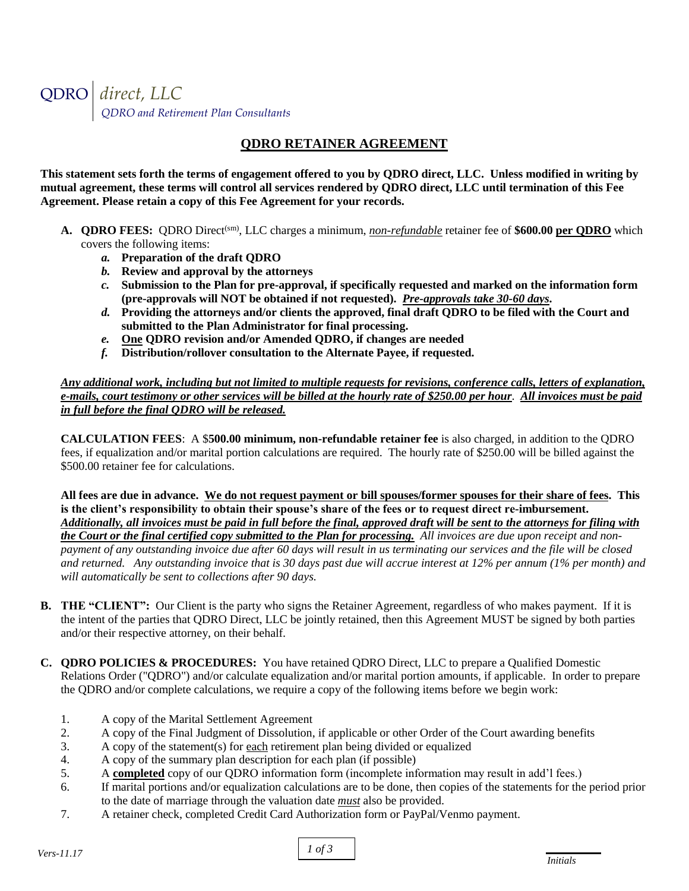QDRO | *direct, LLC*
*QDRO and Retirement Plan Consultants*

## QDRO RETAINER AGREEMENT

**This statement sets forth the terms of engagement offered to you by QDRO direct, LLC. Unless modified in writing by mutual agreement, these terms will control all services rendered by QDRO direct, LLC until termination of this Fee Agreement. Please retain a copy of this Fee Agreement for your records.**

**A. QDRO FEES:** QDRO Direct(sm), LLC charges a minimum, ***non-refundable*** retainer fee of **$600.00 per QDRO** which covers the following items:

*a.* **Preparation of the draft QDRO**
*b.* **Review and approval by the attorneys**
*c.* **Submission to the Plan for pre-approval, if specifically requested and marked on the information form (pre-approvals will NOT be obtained if not requested).** ***Pre-approvals take 30-60 days*.**
*d.* **Providing the attorneys and/or clients the approved, final draft QDRO to be filed with the Court and submitted to the Plan Administrator for final processing.**
*e.* **One QDRO revision and/or Amended QDRO, if changes are needed**
*f.* **Distribution/rollover consultation to the Alternate Payee, if requested.**

***Any additional work, including but not limited to multiple requests for revisions, conference calls, letters of explanation, e-mails, court testimony or other services will be billed at the hourly rate of $250.00 per hour*.** ***All invoices must be paid in full before the final QDRO will be released.***

**CALCULATION FEES**: A $**500.00 minimum, non-refundable retainer fee** is also charged, in addition to the QDRO fees, if equalization and/or marital portion calculations are required. The hourly rate of $250.00 will be billed against the $500.00 retainer fee for calculations.

**All fees are due in advance. We do not request payment or bill spouses/former spouses for their share of fees. This is the client's responsibility to obtain their spouse's share of the fees or to request direct re-imbursement.** ***Additionally, all invoices must be paid in full before the final, approved draft will be sent to the attorneys for filing with the Court or the final certified copy submitted to the Plan for processing.*** *All invoices are due upon receipt and non-payment of any outstanding invoice due after 60 days will result in us terminating our services and the file will be closed and returned. Any outstanding invoice that is 30 days past due will accrue interest at 12% per annum (1% per month) and will automatically be sent to collections after 90 days.*

**B. THE "CLIENT":** Our Client is the party who signs the Retainer Agreement, regardless of who makes payment. If it is the intent of the parties that QDRO Direct, LLC be jointly retained, then this Agreement MUST be signed by both parties and/or their respective attorney, on their behalf.

**C. QDRO POLICIES & PROCEDURES:** You have retained QDRO Direct, LLC to prepare a Qualified Domestic Relations Order ("QDRO") and/or calculate equalization and/or marital portion amounts, if applicable. In order to prepare the QDRO and/or complete calculations, we require a copy of the following items before we begin work:

1. A copy of the Marital Settlement Agreement
2. A copy of the Final Judgment of Dissolution, if applicable or other Order of the Court awarding benefits
3. A copy of the statement(s) for each retirement plan being divided or equalized
4. A copy of the summary plan description for each plan (if possible)
5. A **completed** copy of our QDRO information form (incomplete information may result in add'l fees.)
6. If marital portions and/or equalization calculations are to be done, then copies of the statements for the period prior to the date of marriage through the valuation date ***must*** also be provided.
7. A retainer check, completed Credit Card Authorization form or PayPal/Venmo payment.

*Vers-11.17*

*Initials*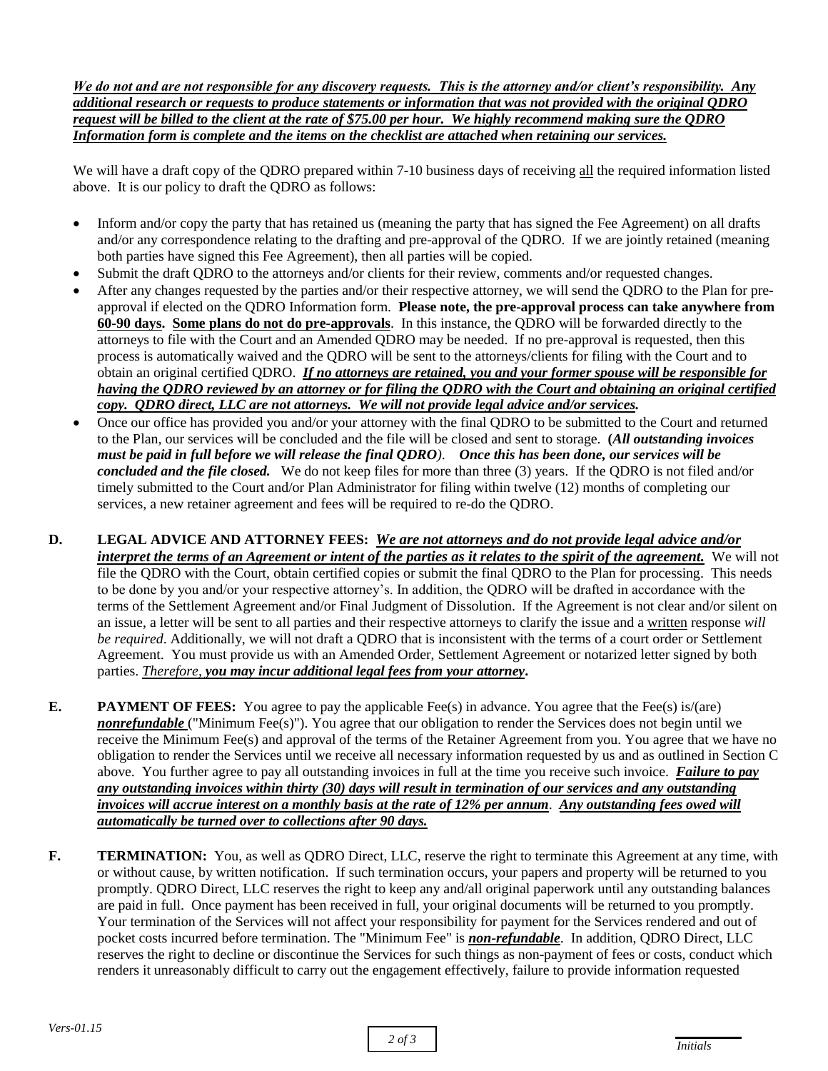***We do not and are not responsible for any discovery requests. This is the attorney and/or client's responsibility. Any additional research or requests to produce statements or information that was not provided with the original QDRO request will be billed to the client at the rate of $75.00 per hour. We highly recommend making sure the QDRO Information form is complete and the items on the checklist are attached when retaining our services.***

We will have a draft copy of the QDRO prepared within 7-10 business days of receiving all the required information listed above. It is our policy to draft the QDRO as follows:

- Inform and/or copy the party that has retained us (meaning the party that has signed the Fee Agreement) on all drafts and/or any correspondence relating to the drafting and pre-approval of the QDRO. If we are jointly retained (meaning both parties have signed this Fee Agreement), then all parties will be copied.
- Submit the draft QDRO to the attorneys and/or clients for their review, comments and/or requested changes.
- After any changes requested by the parties and/or their respective attorney, we will send the QDRO to the Plan for pre-approval if elected on the QDRO Information form. **Please note, the pre-approval process can take anywhere from 60-90 days. Some plans do not do pre-approvals**. In this instance, the QDRO will be forwarded directly to the attorneys to file with the Court and an Amended QDRO may be needed. If no pre-approval is requested, then this process is automatically waived and the QDRO will be sent to the attorneys/clients for filing with the Court and to obtain an original certified QDRO. ***If no attorneys are retained, you and your former spouse will be responsible for having the QDRO reviewed by an attorney or for filing the QDRO with the Court and obtaining an original certified copy. QDRO direct, LLC are not attorneys. We will not provide legal advice and/or services.***
- Once our office has provided you and/or your attorney with the final QDRO to be submitted to the Court and returned to the Plan, our services will be concluded and the file will be closed and sent to storage. **(*All outstanding invoices must be paid in full before we will release the final QDRO*). *Once this has been done, our services will be concluded and the file closed.*** We do not keep files for more than three (3) years. If the QDRO is not filed and/or timely submitted to the Court and/or Plan Administrator for filing within twelve (12) months of completing our services, a new retainer agreement and fees will be required to re-do the QDRO.

**D. LEGAL ADVICE AND ATTORNEY FEES:** ***We are not attorneys and do not provide legal advice and/or interpret the terms of an Agreement or intent of the parties as it relates to the spirit of the agreement.*** We will not file the QDRO with the Court, obtain certified copies or submit the final QDRO to the Plan for processing. This needs to be done by you and/or your respective attorney's. In addition, the QDRO will be drafted in accordance with the terms of the Settlement Agreement and/or Final Judgment of Dissolution. If the Agreement is not clear and/or silent on an issue, a letter will be sent to all parties and their respective attorneys to clarify the issue and a written response *will be required*. Additionally, we will not draft a QDRO that is inconsistent with the terms of a court order or Settlement Agreement. You must provide us with an Amended Order, Settlement Agreement or notarized letter signed by both parties. *Therefore,* ***you may incur additional legal fees from your attorney*****.**

**E. PAYMENT OF FEES:** You agree to pay the applicable Fee(s) in advance. You agree that the Fee(s) is/(are) ***nonrefundable*** ("Minimum Fee(s)"). You agree that our obligation to render the Services does not begin until we receive the Minimum Fee(s) and approval of the terms of the Retainer Agreement from you. You agree that we have no obligation to render the Services until we receive all necessary information requested by us and as outlined in Section C above. You further agree to pay all outstanding invoices in full at the time you receive such invoice. ***Failure to pay any outstanding invoices within thirty (30) days will result in termination of our services and any outstanding invoices will accrue interest on a monthly basis at the rate of 12% per annum***. ***Any outstanding fees owed will automatically be turned over to collections after 90 days.***

**F. TERMINATION:** You, as well as QDRO Direct, LLC, reserve the right to terminate this Agreement at any time, with or without cause, by written notification. If such termination occurs, your papers and property will be returned to you promptly. QDRO Direct, LLC reserves the right to keep any and/all original paperwork until any outstanding balances are paid in full. Once payment has been received in full, your original documents will be returned to you promptly. Your termination of the Services will not affect your responsibility for payment for the Services rendered and out of pocket costs incurred before termination. The "Minimum Fee" is ***non-refundable***. In addition, QDRO Direct, LLC reserves the right to decline or discontinue the Services for such things as non-payment of fees or costs, conduct which renders it unreasonably difficult to carry out the engagement effectively, failure to provide information requested

*Vers-01.15*

*Initials*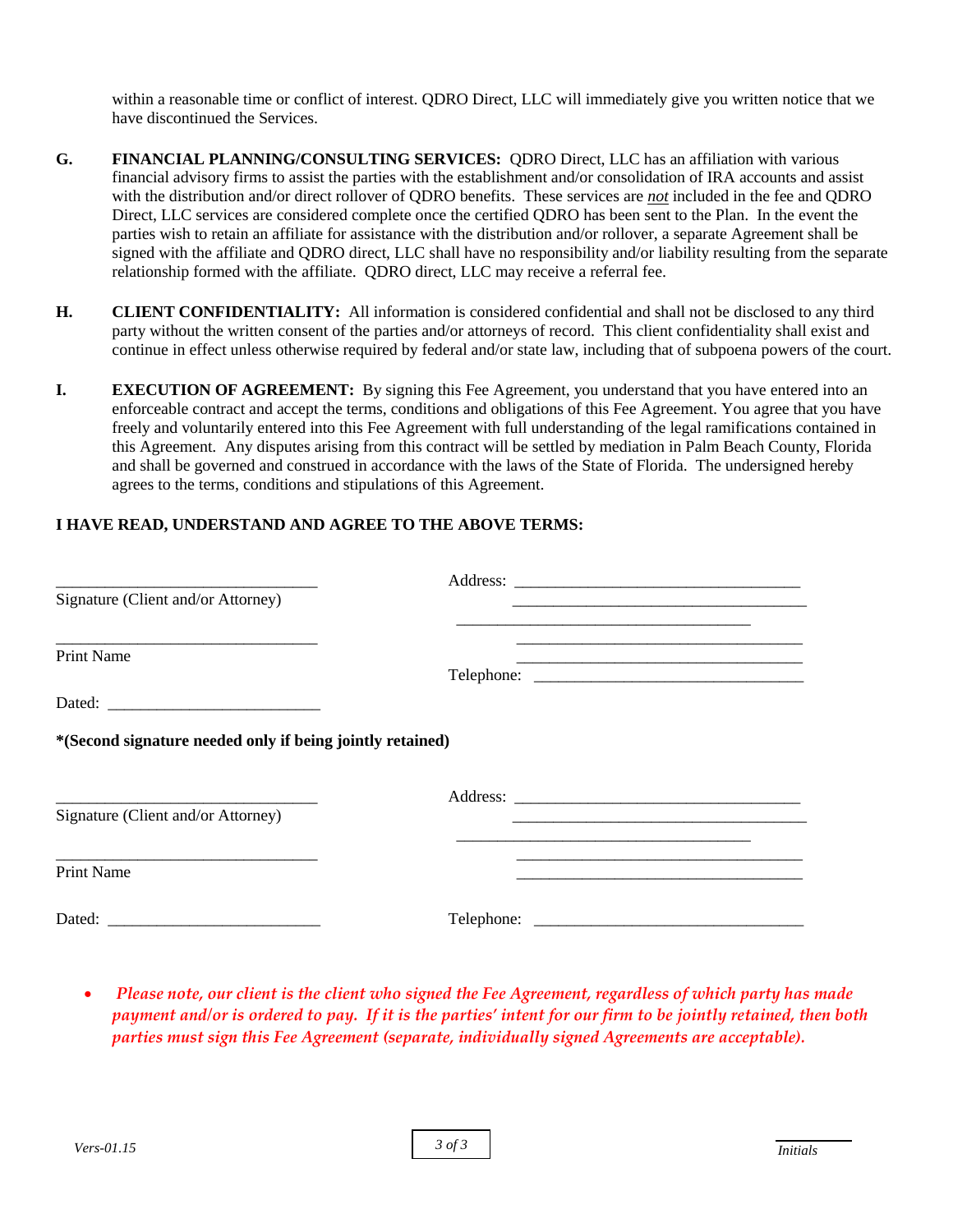within a reasonable time or conflict of interest. QDRO Direct, LLC will immediately give you written notice that we have discontinued the Services.

**G. FINANCIAL PLANNING/CONSULTING SERVICES:** QDRO Direct, LLC has an affiliation with various financial advisory firms to assist the parties with the establishment and/or consolidation of IRA accounts and assist with the distribution and/or direct rollover of QDRO benefits. These services are ***not*** included in the fee and QDRO Direct, LLC services are considered complete once the certified QDRO has been sent to the Plan. In the event the parties wish to retain an affiliate for assistance with the distribution and/or rollover, a separate Agreement shall be signed with the affiliate and QDRO direct, LLC shall have no responsibility and/or liability resulting from the separate relationship formed with the affiliate. QDRO direct, LLC may receive a referral fee.

**H. CLIENT CONFIDENTIALITY:** All information is considered confidential and shall not be disclosed to any third party without the written consent of the parties and/or attorneys of record. This client confidentiality shall exist and continue in effect unless otherwise required by federal and/or state law, including that of subpoena powers of the court.

**I. EXECUTION OF AGREEMENT:** By signing this Fee Agreement, you understand that you have entered into an enforceable contract and accept the terms, conditions and obligations of this Fee Agreement. You agree that you have freely and voluntarily entered into this Fee Agreement with full understanding of the legal ramifications contained in this Agreement. Any disputes arising from this contract will be settled by mediation in Palm Beach County, Florida and shall be governed and construed in accordance with the laws of the State of Florida. The undersigned hereby agrees to the terms, conditions and stipulations of this Agreement.

**I HAVE READ, UNDERSTAND AND AGREE TO THE ABOVE TERMS:**

________________________________ Address: ___________________________________
Signature (Client and/or Attorney)

________________________________
Print Name

Telephone: _________________________________

Dated: __________________________

**\*(Second signature needed only if being jointly retained)**

________________________________ Address: ___________________________________
Signature (Client and/or Attorney)

________________________________
Print Name

Dated: __________________________ Telephone: _________________________________

- ***Please note, our client is the client who signed the Fee Agreement, regardless of which party has made payment and/or is ordered to pay. If it is the parties' intent for our firm to be jointly retained, then both parties must sign this Fee Agreement (separate, individually signed Agreements are acceptable).***

*Vers-01.15*

*Initials*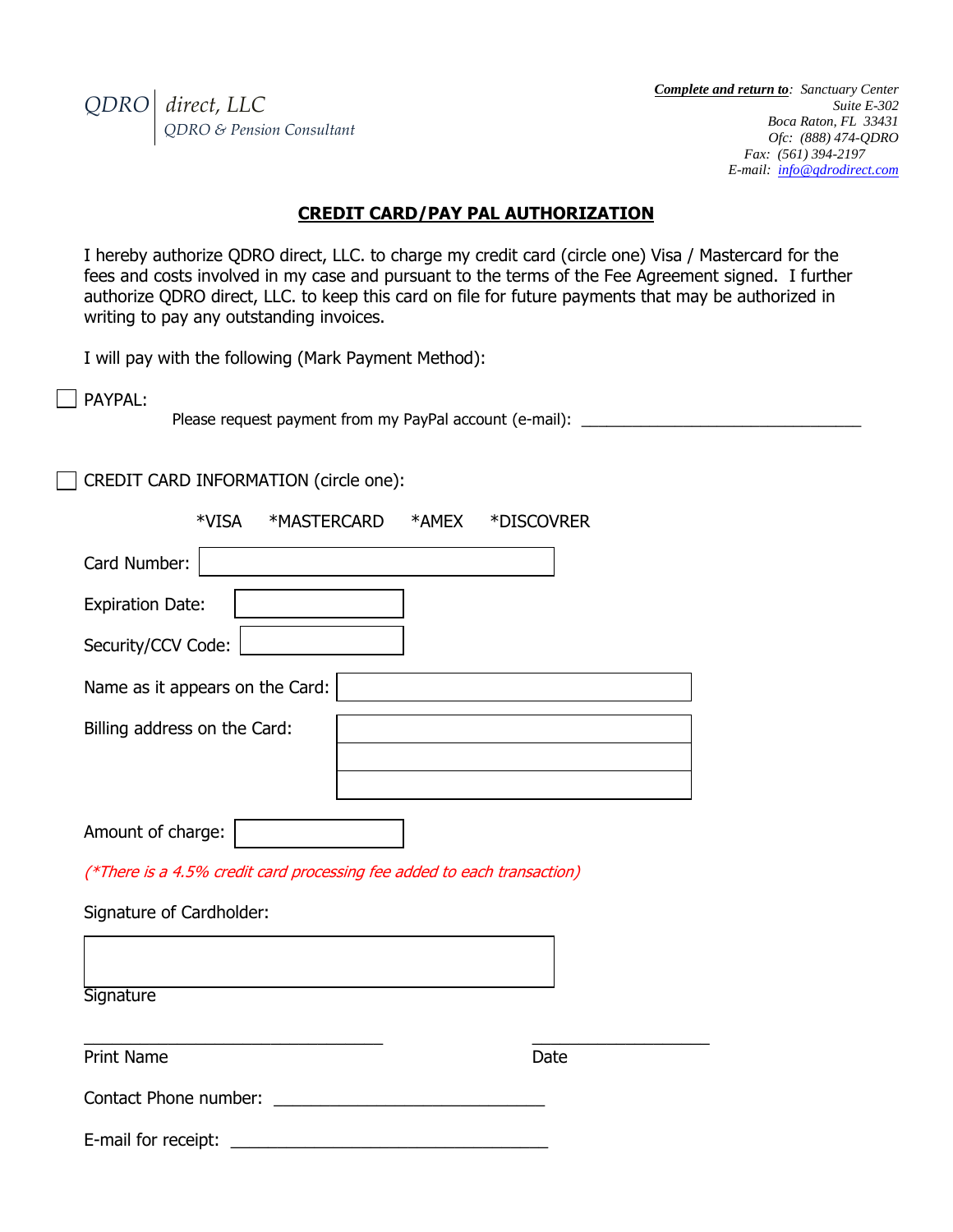QDRO | direct, LLC
QDRO & Pension Consultant

***Complete and return to***: *Sanctuary Center*
*Suite E-302*
*Boca Raton, FL 33431*
*Ofc: (888) 474-QDRO*
*Fax: (561) 394-2197*
*E-mail: info@qdrodirect.com*

## CREDIT CARD/PAY PAL AUTHORIZATION

I hereby authorize QDRO direct, LLC. to charge my credit card (circle one) Visa / Mastercard for the fees and costs involved in my case and pursuant to the terms of the Fee Agreement signed. I further authorize QDRO direct, LLC. to keep this card on file for future payments that may be authorized in writing to pay any outstanding invoices.

I will pay with the following (Mark Payment Method):

☐ PAYPAL:

Please request payment from my PayPal account (e-mail): ________________________________

☐ CREDIT CARD INFORMATION (circle one):

*VISA *MASTERCARD *AMEX *DISCOVRER

Card Number: [ ]

Expiration Date: [ ]

Security/CCV Code: [ ]

Name as it appears on the Card: [ ]

Billing address on the Card: [ ]

Amount of charge: [ ]

*(*There is a 4.5% credit card processing fee added to each transaction)*

Signature of Cardholder:

[ ]

Signature

________________________________ ____________________

Print Name Date

Contact Phone number: ______________________________

E-mail for receipt: ___________________________________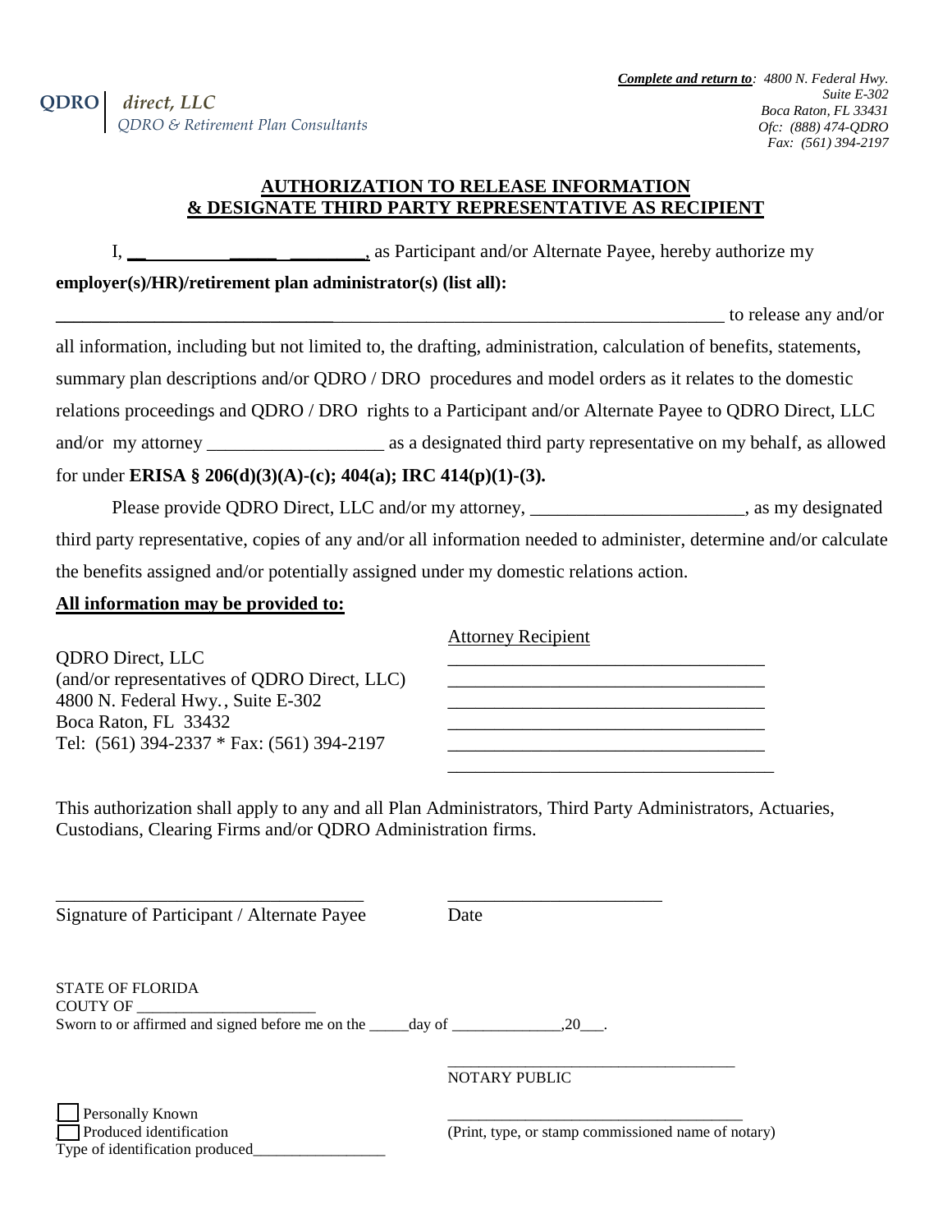**QDRO** | *direct, LLC*
*QDRO & Retirement Plan Consultants*

***Complete and return to**: 4800 N. Federal Hwy.*
*Suite E-302*
*Boca Raton, FL 33431*
*Ofc: (888) 474-QDRO*
*Fax: (561) 394-2197*

## AUTHORIZATION TO RELEASE INFORMATION & DESIGNATE THIRD PARTY REPRESENTATIVE AS RECIPIENT

I, ______________________, as Participant and/or Alternate Payee, hereby authorize my **employer(s)/HR)/retirement plan administrator(s) (list all):** ______________________________________________________________________________ to release any and/or all information, including but not limited to, the drafting, administration, calculation of benefits, statements, summary plan descriptions and/or QDRO / DRO procedures and model orders as it relates to the domestic relations proceedings and QDRO / DRO rights to a Participant and/or Alternate Payee to QDRO Direct, LLC and/or my attorney ___________________ as a designated third party representative on my behalf, as allowed for under **ERISA § 206(d)(3)(A)-(c); 404(a); IRC 414(p)(1)-(3).**

Please provide QDRO Direct, LLC and/or my attorney, _______________________, as my designated third party representative, copies of any and/or all information needed to administer, determine and/or calculate the benefits assigned and/or potentially assigned under my domestic relations action.

**All information may be provided to:**

QDRO Direct, LLC
(and/or representatives of QDRO Direct, LLC)
4800 N. Federal Hwy., Suite E-302
Boca Raton, FL 33432
Tel: (561) 394-2337 * Fax: (561) 394-2197

Attorney Recipient
___________________________________
___________________________________
___________________________________
___________________________________
___________________________________
___________________________________

This authorization shall apply to any and all Plan Administrators, Third Party Administrators, Actuaries, Custodians, Clearing Firms and/or QDRO Administration firms.

_________________________________ ________________________
Signature of Participant / Alternate Payee Date

STATE OF FLORIDA
COUTY OF _______________________
Sworn to or affirmed and signed before me on the _____day of ______________,20___.

___________________________________
NOTARY PUBLIC

☐ Personally Known
☐ Produced identification
Type of identification produced_________________

___________________________________
(Print, type, or stamp commissioned name of notary)